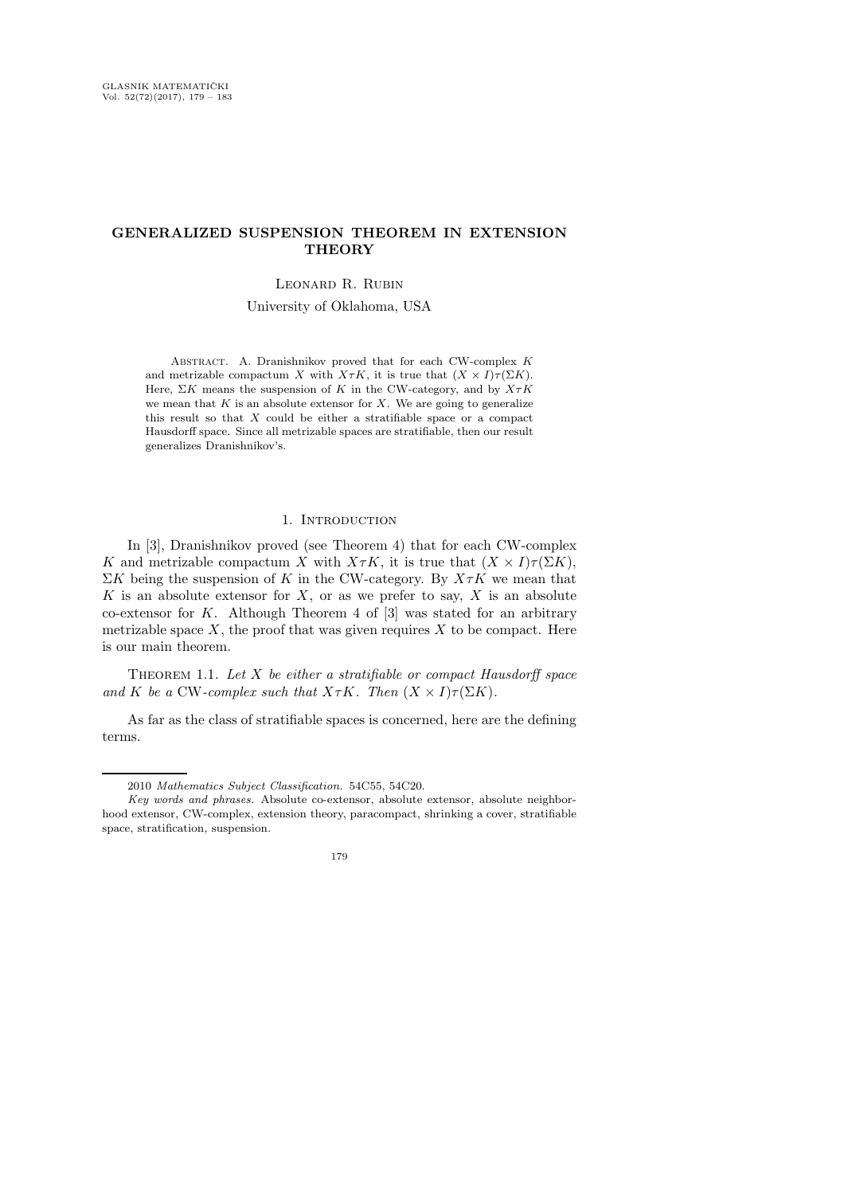# GENERALIZED SUSPENSION THEOREM IN EXTENSION THEORY

Leonard R. Rubin

University of Oklahoma, USA

Abstract. A. Dranishnikov proved that for each CW-complex $K$ and metrizable compactum $X$ with $X\tau K$, it is true that $(X \times I)\tau(\Sigma K)$. Here, $\Sigma K$ means the suspension of $K$ in the CW-category, and by $X\tau K$ we mean that $K$ is an absolute extensor for $X$. We are going to generalize this result so that $X$ could be either a stratifiable space or a compact Hausdorff space. Since all metrizable spaces are stratifiable, then our result generalizes Dranishnikov's.

## 1. Introduction

In [3], Dranishnikov proved (see Theorem 4) that for each CW-complex $K$ and metrizable compactum $X$ with $X\tau K$, it is true that $(X \times I)\tau(\Sigma K)$, $\Sigma K$ being the suspension of $K$ in the CW-category. By $X\tau K$ we mean that $K$ is an absolute extensor for $X$, or as we prefer to say, $X$ is an absolute co-extensor for $K$. Although Theorem 4 of [3] was stated for an arbitrary metrizable space $X$, the proof that was given requires $X$ to be compact. Here is our main theorem.

Theorem 1.1. *Let $X$ be either a stratifiable or compact Hausdorff space and $K$ be a* CW*-complex such that $X\tau K$. Then $(X \times I)\tau(\Sigma K)$.*

As far as the class of stratifiable spaces is concerned, here are the defining terms.

---

2010 *Mathematics Subject Classification.* 54C55, 54C20.

*Key words and phrases.* Absolute co-extensor, absolute extensor, absolute neighborhood extensor, CW-complex, extension theory, paracompact, shrinking a cover, stratifiable space, stratification, suspension.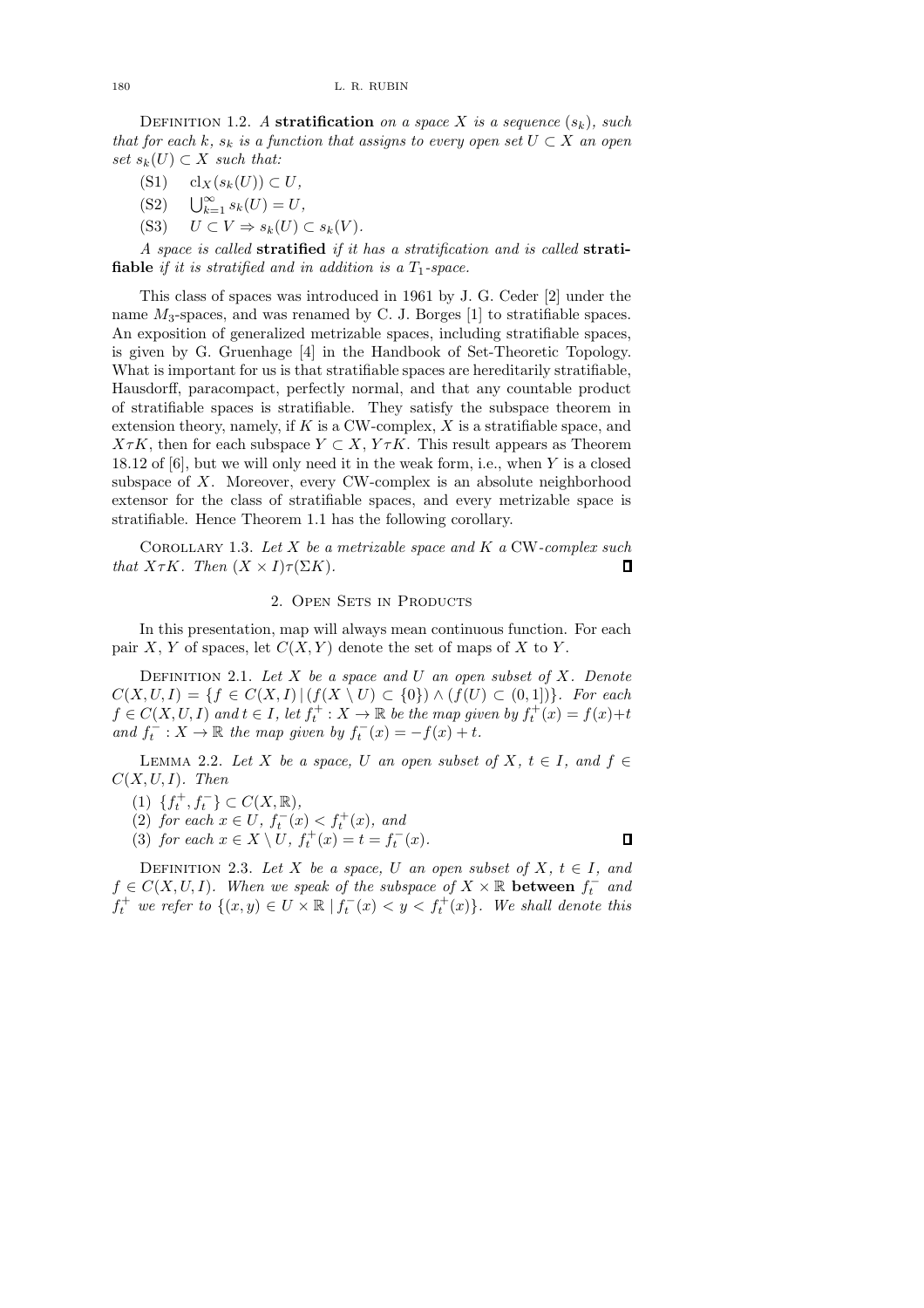Definition 1.2. *A* **stratification** *on a space $X$ is a sequence $(s_k)$, such that for each $k$, $s_k$ is a function that assigns to every open set $U \subset X$ an open set $s_k(U) \subset X$ such that:*

(S1) $\quad \mathrm{cl}_X(s_k(U)) \subset U$,

(S2) $\quad \bigcup_{k=1}^{\infty} s_k(U) = U$,

(S3) $\quad U \subset V \Rightarrow s_k(U) \subset s_k(V)$.

*A space is called* **stratified** *if it has a stratification and is called* **stratifiable** *if it is stratified and in addition is a $T_1$-space.*

This class of spaces was introduced in 1961 by J. G. Ceder [2] under the name $M_3$-spaces, and was renamed by C. J. Borges [1] to stratifiable spaces. An exposition of generalized metrizable spaces, including stratifiable spaces, is given by G. Gruenhage [4] in the Handbook of Set-Theoretic Topology. What is important for us is that stratifiable spaces are hereditarily stratifiable, Hausdorff, paracompact, perfectly normal, and that any countable product of stratifiable spaces is stratifiable. They satisfy the subspace theorem in extension theory, namely, if $K$ is a CW-complex, $X$ is a stratifiable space, and $X\tau K$, then for each subspace $Y \subset X$, $Y\tau K$. This result appears as Theorem 18.12 of [6], but we will only need it in the weak form, i.e., when $Y$ is a closed subspace of $X$. Moreover, every CW-complex is an absolute neighborhood extensor for the class of stratifiable spaces, and every metrizable space is stratifiable. Hence Theorem 1.1 has the following corollary.

Corollary 1.3. *Let $X$ be a metrizable space and $K$ a* CW*-complex such that $X\tau K$. Then $(X \times I)\tau(\Sigma K)$.* ∎

## 2. Open Sets in Products

In this presentation, map will always mean continuous function. For each pair $X$, $Y$ of spaces, let $C(X, Y)$ denote the set of maps of $X$ to $Y$.

Definition 2.1. *Let $X$ be a space and $U$ an open subset of $X$. Denote $C(X, U, I) = \{f \in C(X, I) \,|\, (f(X \setminus U) \subset \{0\}) \wedge (f(U) \subset (0, 1])\}$. For each $f \in C(X, U, I)$ and $t \in I$, let $f_t^+ : X \to \mathbb{R}$ be the map given by $f_t^+(x) = f(x)+t$ and $f_t^- : X \to \mathbb{R}$ the map given by $f_t^-(x) = -f(x) + t$.*

Lemma 2.2. *Let $X$ be a space, $U$ an open subset of $X$, $t \in I$, and $f \in C(X, U, I)$. Then*

1. *$\{f_t^+, f_t^-\} \subset C(X, \mathbb{R})$,*
2. *for each $x \in U$, $f_t^-(x) < f_t^+(x)$, and*
3. *for each $x \in X \setminus U$, $f_t^+(x) = t = f_t^-(x)$.* ∎

Definition 2.3. *Let $X$ be a space, $U$ an open subset of $X$, $t \in I$, and $f \in C(X, U, I)$. When we speak of the subspace of $X \times \mathbb{R}$* **between** *$f_t^-$ and $f_t^+$ we refer to $\{(x, y) \in U \times \mathbb{R} \mid f_t^-(x) < y < f_t^+(x)\}$. We shall denote this*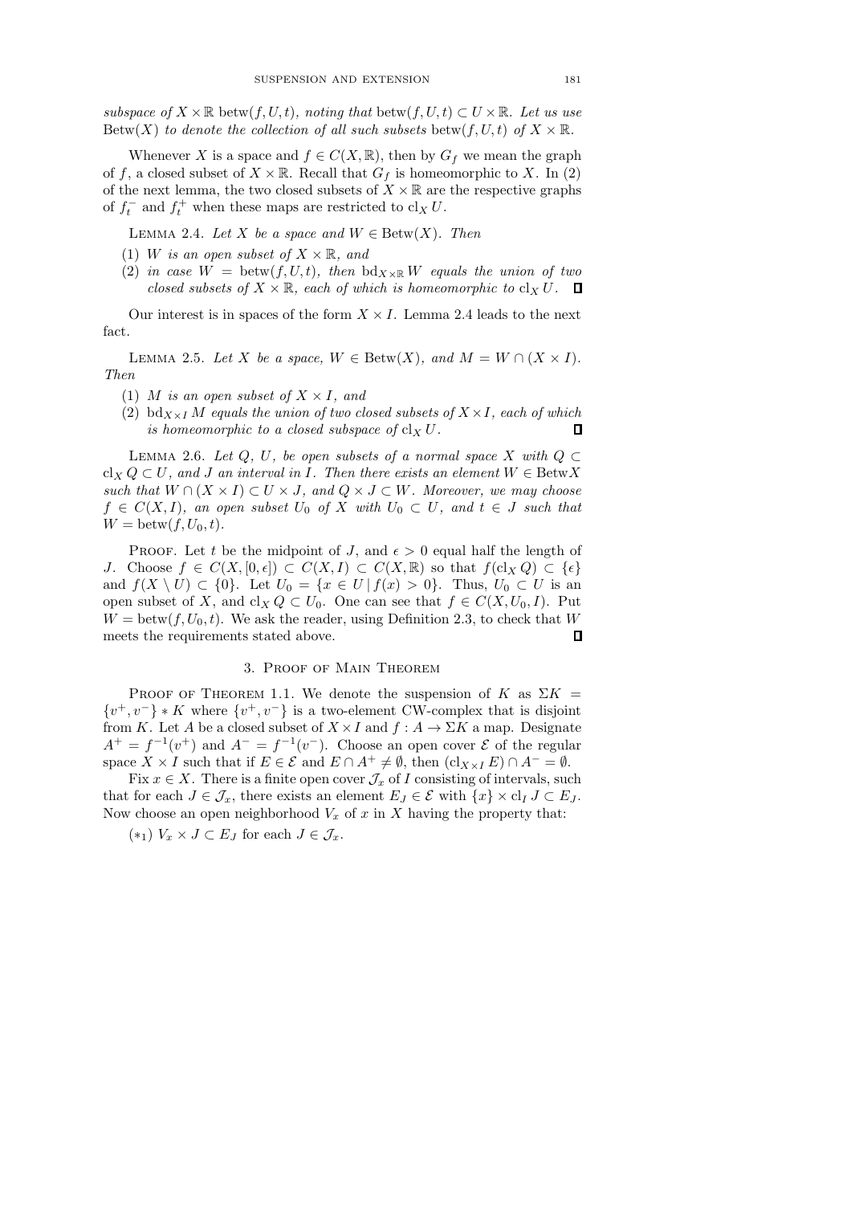*subspace of* $X \times \mathbb{R}$ $\operatorname{betw}(f, U, t)$*, noting that* $\operatorname{betw}(f, U, t) \subset U \times \mathbb{R}$*. Let us use* $\operatorname{Betw}(X)$ *to denote the collection of all such subsets* $\operatorname{betw}(f, U, t)$ *of* $X \times \mathbb{R}$*.*

Whenever $X$ is a space and $f \in C(X, \mathbb{R})$, then by $G_f$ we mean the graph of $f$, a closed subset of $X \times \mathbb{R}$. Recall that $G_f$ is homeomorphic to $X$. In (2) of the next lemma, the two closed subsets of $X \times \mathbb{R}$ are the respective graphs of $f_t^-$ and $f_t^+$ when these maps are restricted to $\operatorname{cl}_X U$.

Lemma 2.4. *Let* $X$ *be a space and* $W \in \operatorname{Betw}(X)$*. Then*

1. $W$ *is an open subset of* $X \times \mathbb{R}$*, and*
2. *in case* $W = \operatorname{betw}(f, U, t)$*, then* $\operatorname{bd}_{X \times \mathbb{R}} W$ *equals the union of two closed subsets of* $X \times \mathbb{R}$*, each of which is homeomorphic to* $\operatorname{cl}_X U$*.* □

Our interest is in spaces of the form $X \times I$. Lemma 2.4 leads to the next fact.

Lemma 2.5. *Let* $X$ *be a space,* $W \in \operatorname{Betw}(X)$*, and* $M = W \cap (X \times I)$*. Then*

1. $M$ *is an open subset of* $X \times I$*, and*
2. $\operatorname{bd}_{X \times I} M$ *equals the union of two closed subsets of* $X \times I$*, each of which is homeomorphic to a closed subspace of* $\operatorname{cl}_X U$*.* □

Lemma 2.6. *Let* $Q$*,* $U$*, be open subsets of a normal space* $X$ *with* $Q \subset \operatorname{cl}_X Q \subset U$*, and* $J$ *an interval in* $I$*. Then there exists an element* $W \in \operatorname{Betw} X$ *such that* $W \cap (X \times I) \subset U \times J$*, and* $Q \times J \subset W$*. Moreover, we may choose* $f \in C(X, I)$*, an open subset* $U_0$ *of* $X$ *with* $U_0 \subset U$*, and* $t \in J$ *such that* $W = \operatorname{betw}(f, U_0, t)$*.*

Proof. Let $t$ be the midpoint of $J$, and $\epsilon > 0$ equal half the length of $J$. Choose $f \in C(X, [0, \epsilon]) \subset C(X, I) \subset C(X, \mathbb{R})$ so that $f(\operatorname{cl}_X Q) \subset \{\epsilon\}$ and $f(X \setminus U) \subset \{0\}$. Let $U_0 = \{x \in U \mid f(x) > 0\}$. Thus, $U_0 \subset U$ is an open subset of $X$, and $\operatorname{cl}_X Q \subset U_0$. One can see that $f \in C(X, U_0, I)$. Put $W = \operatorname{betw}(f, U_0, t)$. We ask the reader, using Definition 2.3, to check that $W$ meets the requirements stated above. □

## 3. Proof of Main Theorem

Proof of Theorem 1.1. We denote the suspension of $K$ as $\Sigma K = \{v^+, v^-\} * K$ where $\{v^+, v^-\}$ is a two-element CW-complex that is disjoint from $K$. Let $A$ be a closed subset of $X \times I$ and $f : A \to \Sigma K$ a map. Designate $A^+ = f^{-1}(v^+)$ and $A^- = f^{-1}(v^-)$. Choose an open cover $\mathcal{E}$ of the regular space $X \times I$ such that if $E \in \mathcal{E}$ and $E \cap A^+ \neq \emptyset$, then $(\operatorname{cl}_{X \times I} E) \cap A^- = \emptyset$.

Fix $x \in X$. There is a finite open cover $\mathcal{J}_x$ of $I$ consisting of intervals, such that for each $J \in \mathcal{J}_x$, there exists an element $E_J \in \mathcal{E}$ with $\{x\} \times \operatorname{cl}_I J \subset E_J$. Now choose an open neighborhood $V_x$ of $x$ in $X$ having the property that:

($*_1$) $V_x \times J \subset E_J$ for each $J \in \mathcal{J}_x$.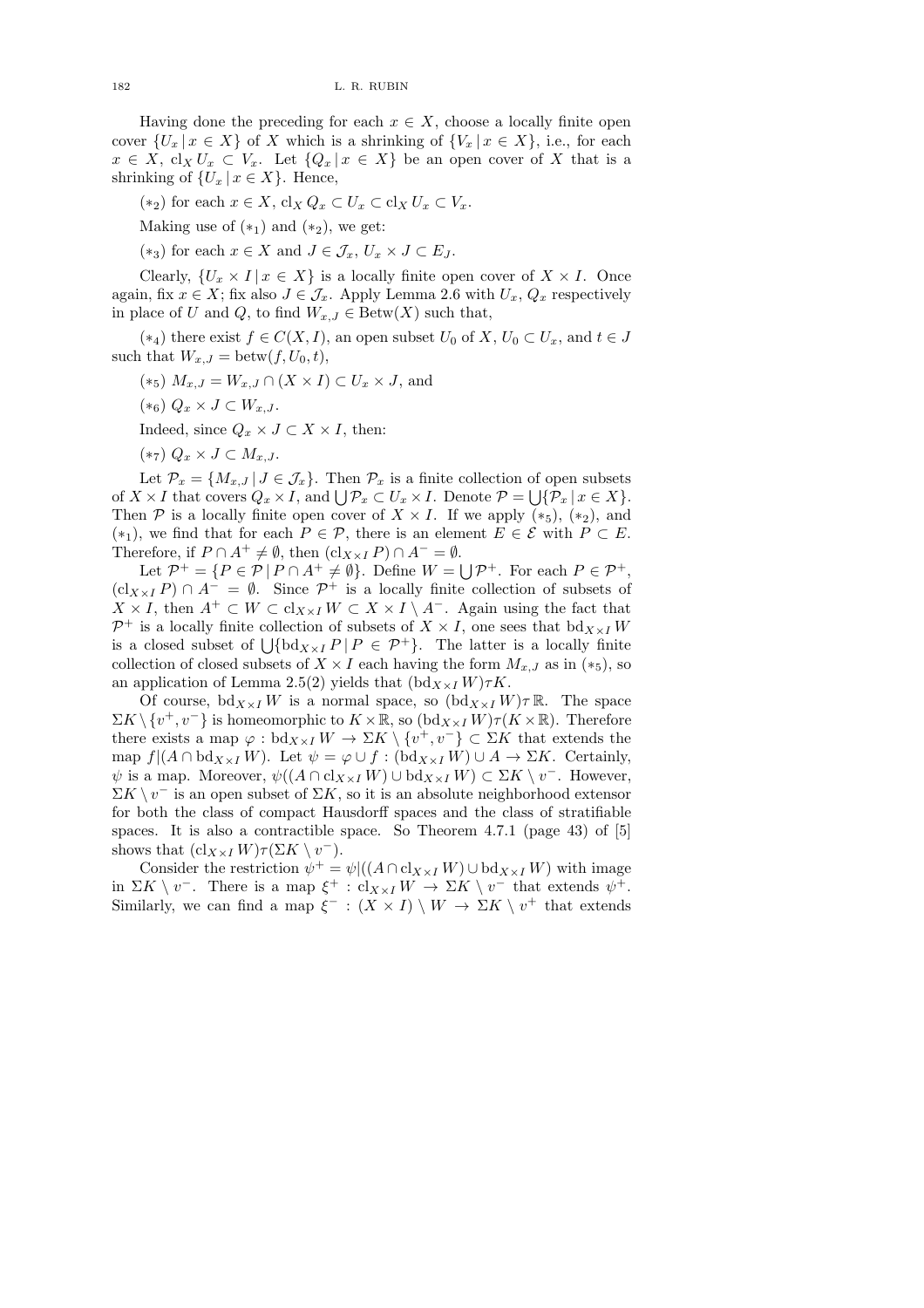Having done the preceding for each $x \in X$, choose a locally finite open cover $\{U_x \mid x \in X\}$ of $X$ which is a shrinking of $\{V_x \mid x \in X\}$, i.e., for each $x \in X$, $\mathrm{cl}_X U_x \subset V_x$. Let $\{Q_x \mid x \in X\}$ be an open cover of $X$ that is a shrinking of $\{U_x \mid x \in X\}$. Hence,

($*_2$) for each $x \in X$, $\mathrm{cl}_X Q_x \subset U_x \subset \mathrm{cl}_X U_x \subset V_x$.

Making use of ($*_1$) and ($*_2$), we get:

($*_3$) for each $x \in X$ and $J \in \mathcal{J}_x$, $U_x \times J \subset E_J$.

Clearly, $\{U_x \times I \mid x \in X\}$ is a locally finite open cover of $X \times I$. Once again, fix $x \in X$; fix also $J \in \mathcal{J}_x$. Apply Lemma 2.6 with $U_x$, $Q_x$ respectively in place of $U$ and $Q$, to find $W_{x,J} \in \mathrm{Betw}(X)$ such that,

($*_4$) there exist $f \in C(X, I)$, an open subset $U_0$ of $X$, $U_0 \subset U_x$, and $t \in J$ such that $W_{x,J} = \mathrm{betw}(f, U_0, t)$,

($*_5$) $M_{x,J} = W_{x,J} \cap (X \times I) \subset U_x \times J$, and

($*_6$) $Q_x \times J \subset W_{x,J}$.

Indeed, since $Q_x \times J \subset X \times I$, then:

($*_7$) $Q_x \times J \subset M_{x,J}$.

Let $\mathcal{P}_x = \{M_{x,J} \mid J \in \mathcal{J}_x\}$. Then $\mathcal{P}_x$ is a finite collection of open subsets of $X \times I$ that covers $Q_x \times I$, and $\bigcup \mathcal{P}_x \subset U_x \times I$. Denote $\mathcal{P} = \bigcup\{\mathcal{P}_x \mid x \in X\}$. Then $\mathcal{P}$ is a locally finite open cover of $X \times I$. If we apply ($*_5$), ($*_2$), and ($*_1$), we find that for each $P \in \mathcal{P}$, there is an element $E \in \mathcal{E}$ with $P \subset E$. Therefore, if $P \cap A^+ \neq \emptyset$, then $(\mathrm{cl}_{X\times I} P) \cap A^- = \emptyset$.

Let $\mathcal{P}^+ = \{P \in \mathcal{P} \mid P \cap A^+ \neq \emptyset\}$. Define $W = \bigcup \mathcal{P}^+$. For each $P \in \mathcal{P}^+$, $(\mathrm{cl}_{X\times I} P) \cap A^- = \emptyset$. Since $\mathcal{P}^+$ is a locally finite collection of subsets of $X \times I$, then $A^+ \subset W \subset \mathrm{cl}_{X\times I} W \subset X \times I \setminus A^-$. Again using the fact that $\mathcal{P}^+$ is a locally finite collection of subsets of $X \times I$, one sees that $\mathrm{bd}_{X\times I} W$ is a closed subset of $\bigcup\{\mathrm{bd}_{X\times I} P \mid P \in \mathcal{P}^+\}$. The latter is a locally finite collection of closed subsets of $X \times I$ each having the form $M_{x,J}$ as in ($*_5$), so an application of Lemma 2.5(2) yields that $(\mathrm{bd}_{X\times I} W)\tau K$.

Of course, $\mathrm{bd}_{X\times I} W$ is a normal space, so $(\mathrm{bd}_{X\times I} W)\tau \mathbb{R}$. The space $\Sigma K \setminus \{v^+, v^-\}$ is homeomorphic to $K \times \mathbb{R}$, so $(\mathrm{bd}_{X\times I} W)\tau(K \times \mathbb{R})$. Therefore there exists a map $\varphi : \mathrm{bd}_{X\times I} W \to \Sigma K \setminus \{v^+, v^-\} \subset \Sigma K$ that extends the map $f|(A \cap \mathrm{bd}_{X\times I} W)$. Let $\psi = \varphi \cup f : (\mathrm{bd}_{X\times I} W) \cup A \to \Sigma K$. Certainly, $\psi$ is a map. Moreover, $\psi((A \cap \mathrm{cl}_{X\times I} W) \cup \mathrm{bd}_{X\times I} W) \subset \Sigma K \setminus v^-$. However, $\Sigma K \setminus v^-$ is an open subset of $\Sigma K$, so it is an absolute neighborhood extensor for both the class of compact Hausdorff spaces and the class of stratifiable spaces. It is also a contractible space. So Theorem 4.7.1 (page 43) of [5] shows that $(\mathrm{cl}_{X\times I} W)\tau(\Sigma K \setminus v^-)$.

Consider the restriction $\psi^+ = \psi|((A \cap \mathrm{cl}_{X\times I} W) \cup \mathrm{bd}_{X\times I} W)$ with image in $\Sigma K \setminus v^-$. There is a map $\xi^+ : \mathrm{cl}_{X\times I} W \to \Sigma K \setminus v^-$ that extends $\psi^+$. Similarly, we can find a map $\xi^- : (X \times I) \setminus W \to \Sigma K \setminus v^+$ that extends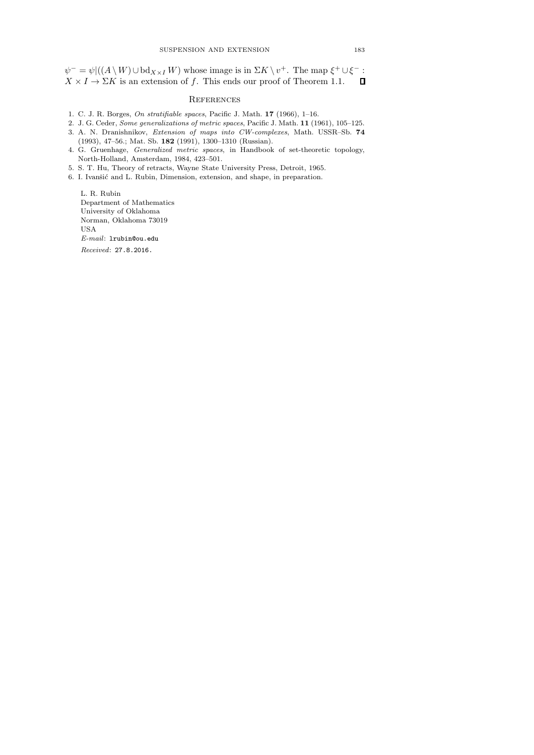$\psi^- = \psi|((A \setminus W) \cup \mathrm{bd}_{X\times I} W)$ whose image is in $\Sigma K \setminus v^+$. The map $\xi^+ \cup \xi^- : X \times I \to \Sigma K$ is an extension of $f$. This ends our proof of Theorem 1.1. $\square$

## References

1. C. J. R. Borges, *On stratifiable spaces*, Pacific J. Math. **17** (1966), 1–16.
2. J. G. Ceder, *Some generalizations of metric spaces*, Pacific J. Math. **11** (1961), 105–125.
3. A. N. Dranishnikov, *Extension of maps into CW-complexes*, Math. USSR–Sb. **74** (1993), 47–56.; Mat. Sb. **182** (1991), 1300–1310 (Russian).
4. G. Gruenhage, *Generalized metric spaces*, in Handbook of set-theoretic topology, North-Holland, Amsterdam, 1984, 423–501.
5. S. T. Hu, Theory of retracts, Wayne State University Press, Detroit, 1965.
6. I. Ivanšić and L. Rubin, Dimension, extension, and shape, in preparation.

L. R. Rubin
Department of Mathematics
University of Oklahoma
Norman, Oklahoma 73019
USA
*E-mail*: `lrubin@ou.edu`

*Received*: 27.8.2016.